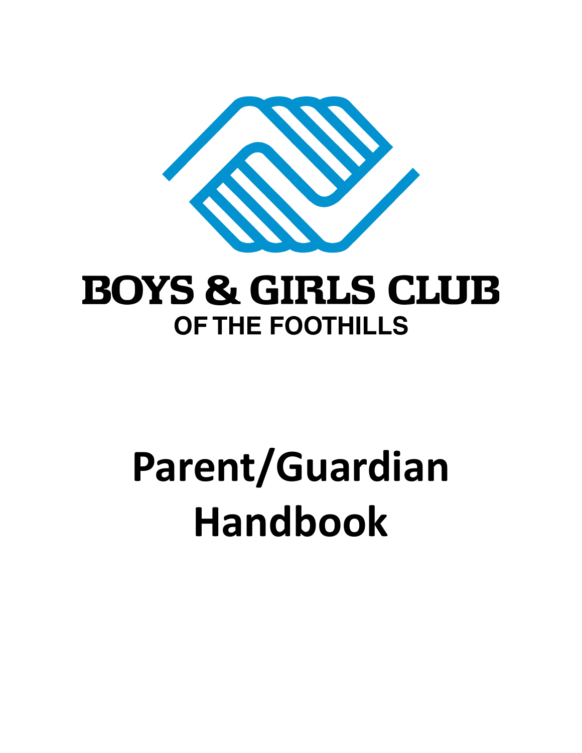# BOYS & GIRLS CLUB

## OF THE FOOTHILLS

# Parent/Guardian Handbook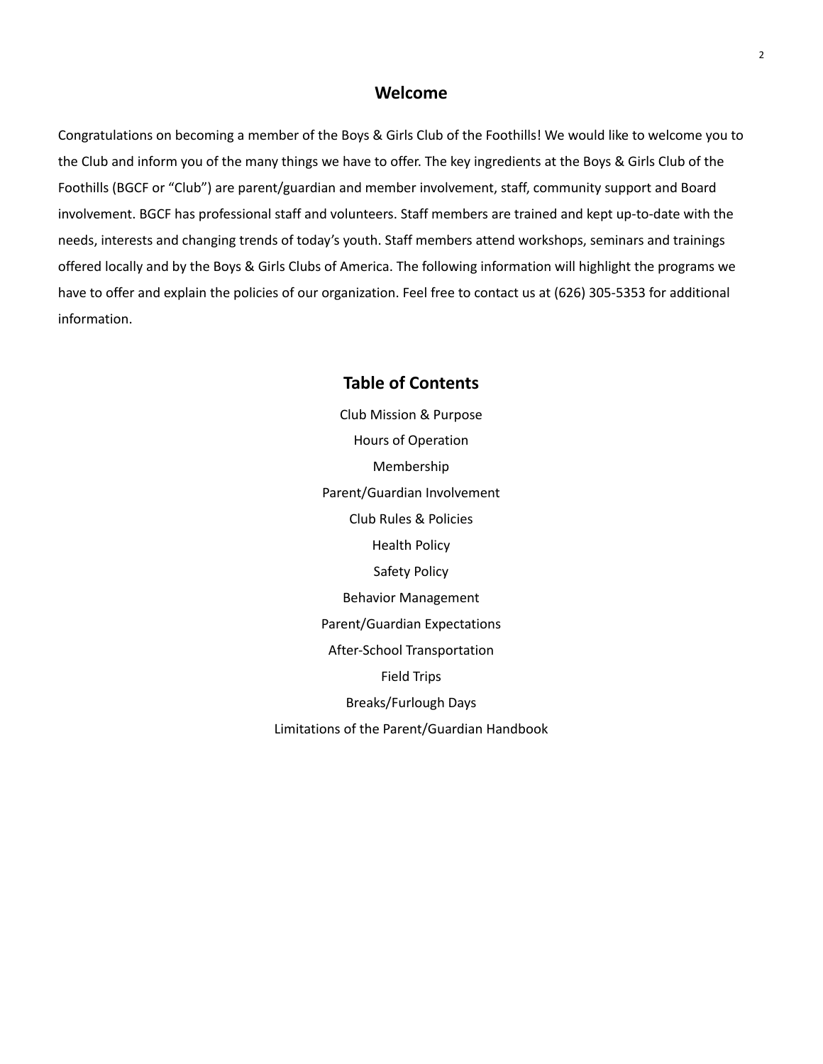## Welcome

Congratulations on becoming a member of the Boys & Girls Club of the Foothills! We would like to welcome you to the Club and inform you of the many things we have to offer. The key ingredients at the Boys & Girls Club of the Foothills (BGCF or "Club") are parent/guardian and member involvement, staff, community support and Board involvement. BGCF has professional staff and volunteers. Staff members are trained and kept up-to-date with the needs, interests and changing trends of today's youth. Staff members attend workshops, seminars and trainings offered locally and by the Boys & Girls Clubs of America. The following information will highlight the programs we have to offer and explain the policies of our organization. Feel free to contact us at (626) 305-5353 for additional information.

## Table of Contents

Club Mission & Purpose

Hours of Operation

Membership

Parent/Guardian Involvement

Club Rules & Policies

Health Policy

Safety Policy

Behavior Management

Parent/Guardian Expectations

After-School Transportation

Field Trips

Breaks/Furlough Days

Limitations of the Parent/Guardian Handbook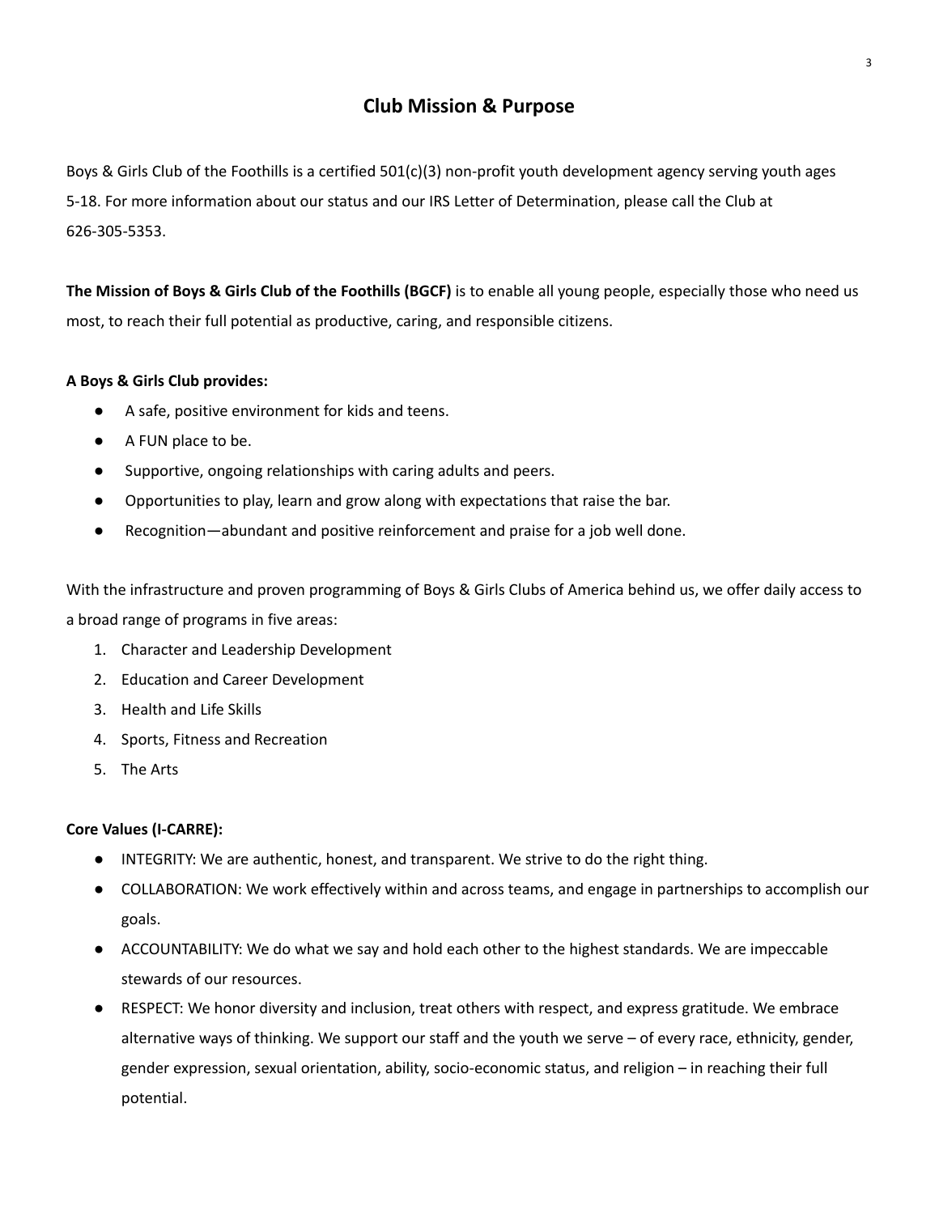## Club Mission & Purpose

Boys & Girls Club of the Foothills is a certified 501(c)(3) non-profit youth development agency serving youth ages 5-18. For more information about our status and our IRS Letter of Determination, please call the Club at 626-305-5353.

**The Mission of Boys & Girls Club of the Foothills (BGCF)** is to enable all young people, especially those who need us most, to reach their full potential as productive, caring, and responsible citizens.

**A Boys & Girls Club provides:**

- A safe, positive environment for kids and teens.
- A FUN place to be.
- Supportive, ongoing relationships with caring adults and peers.
- Opportunities to play, learn and grow along with expectations that raise the bar.
- Recognition—abundant and positive reinforcement and praise for a job well done.

With the infrastructure and proven programming of Boys & Girls Clubs of America behind us, we offer daily access to a broad range of programs in five areas:

1. Character and Leadership Development
2. Education and Career Development
3. Health and Life Skills
4. Sports, Fitness and Recreation
5. The Arts

**Core Values (I-CARRE):**

- INTEGRITY: We are authentic, honest, and transparent. We strive to do the right thing.
- COLLABORATION: We work effectively within and across teams, and engage in partnerships to accomplish our goals.
- ACCOUNTABILITY: We do what we say and hold each other to the highest standards. We are impeccable stewards of our resources.
- RESPECT: We honor diversity and inclusion, treat others with respect, and express gratitude. We embrace alternative ways of thinking. We support our staff and the youth we serve – of every race, ethnicity, gender, gender expression, sexual orientation, ability, socio-economic status, and religion – in reaching their full potential.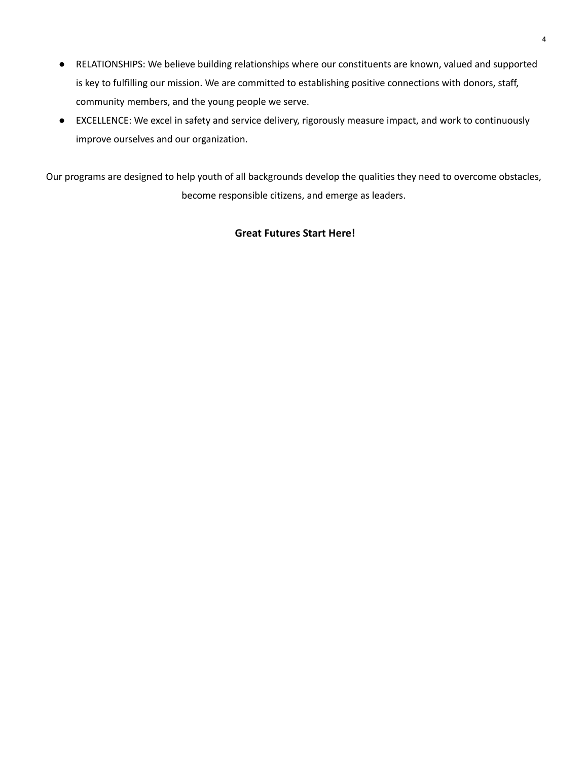- RELATIONSHIPS: We believe building relationships where our constituents are known, valued and supported is key to fulfilling our mission. We are committed to establishing positive connections with donors, staff, community members, and the young people we serve.
- EXCELLENCE: We excel in safety and service delivery, rigorously measure impact, and work to continuously improve ourselves and our organization.

Our programs are designed to help youth of all backgrounds develop the qualities they need to overcome obstacles, become responsible citizens, and emerge as leaders.

**Great Futures Start Here!**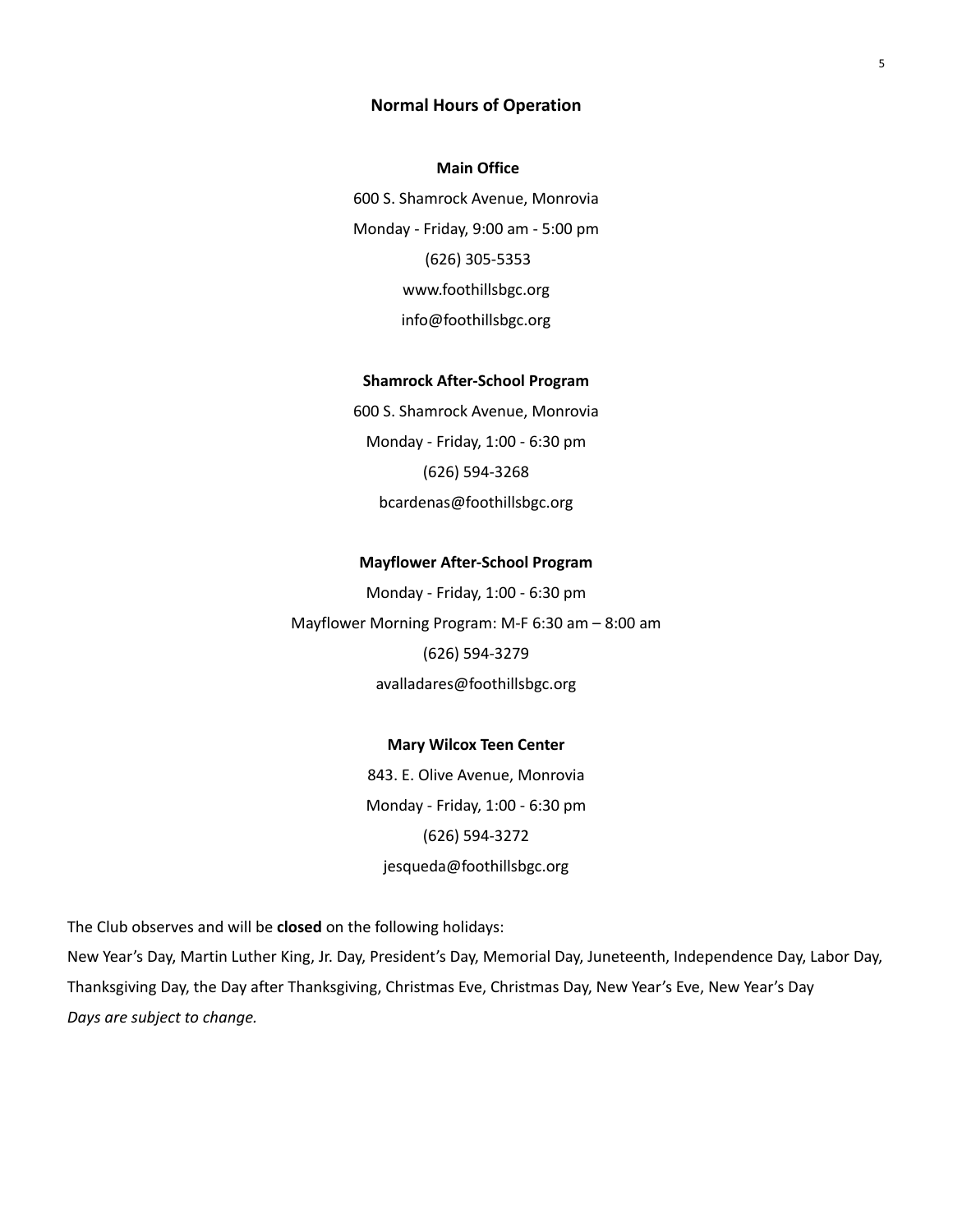## Normal Hours of Operation

**Main Office**

600 S. Shamrock Avenue, Monrovia

Monday - Friday, 9:00 am - 5:00 pm

(626) 305-5353

www.foothillsbgc.org

info@foothillsbgc.org

**Shamrock After-School Program**

600 S. Shamrock Avenue, Monrovia

Monday - Friday, 1:00 - 6:30 pm

(626) 594-3268

bcardenas@foothillsbgc.org

**Mayflower After-School Program**

Monday - Friday, 1:00 - 6:30 pm

Mayflower Morning Program: M-F 6:30 am – 8:00 am

(626) 594-3279

avalladares@foothillsbgc.org

**Mary Wilcox Teen Center**

843. E. Olive Avenue, Monrovia

Monday - Friday, 1:00 - 6:30 pm

(626) 594-3272

jesqueda@foothillsbgc.org

The Club observes and will be **closed** on the following holidays:

New Year's Day, Martin Luther King, Jr. Day, President's Day, Memorial Day, Juneteenth, Independence Day, Labor Day, Thanksgiving Day, the Day after Thanksgiving, Christmas Eve, Christmas Day, New Year's Eve, New Year's Day

*Days are subject to change.*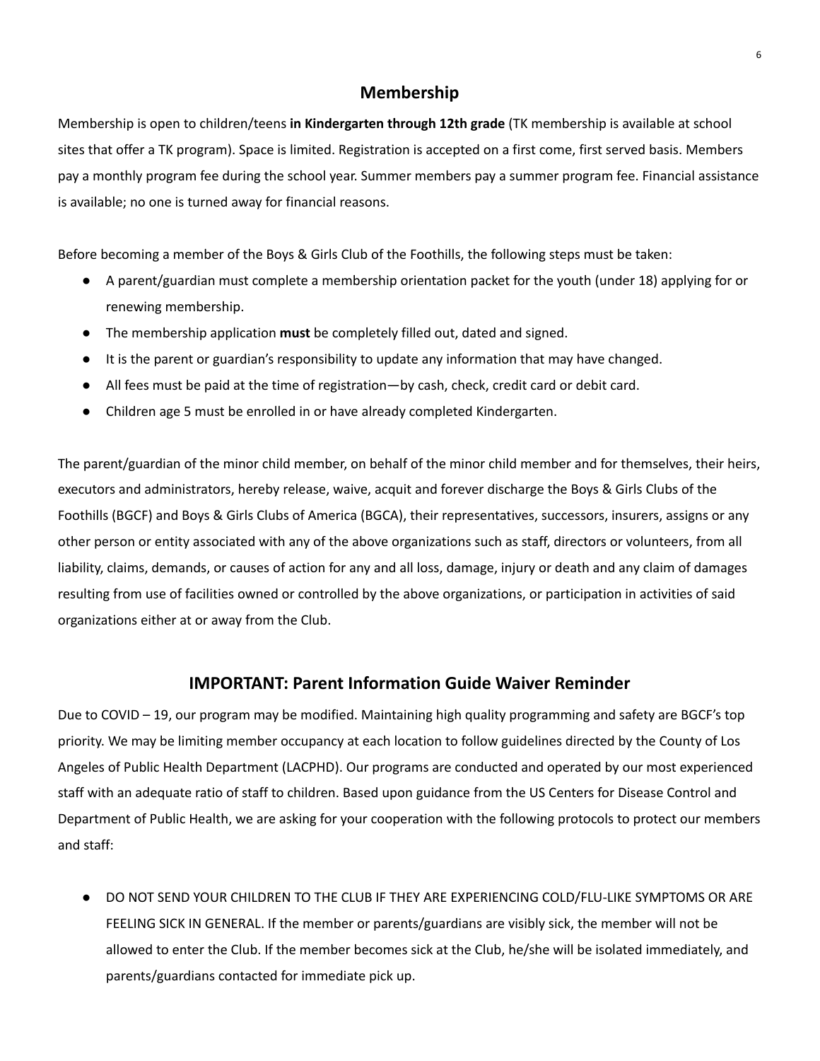## Membership

Membership is open to children/teens **in Kindergarten through 12th grade** (TK membership is available at school sites that offer a TK program). Space is limited. Registration is accepted on a first come, first served basis. Members pay a monthly program fee during the school year. Summer members pay a summer program fee. Financial assistance is available; no one is turned away for financial reasons.

Before becoming a member of the Boys & Girls Club of the Foothills, the following steps must be taken:

- A parent/guardian must complete a membership orientation packet for the youth (under 18) applying for or renewing membership.
- The membership application **must** be completely filled out, dated and signed.
- It is the parent or guardian's responsibility to update any information that may have changed.
- All fees must be paid at the time of registration—by cash, check, credit card or debit card.
- Children age 5 must be enrolled in or have already completed Kindergarten.

The parent/guardian of the minor child member, on behalf of the minor child member and for themselves, their heirs, executors and administrators, hereby release, waive, acquit and forever discharge the Boys & Girls Clubs of the Foothills (BGCF) and Boys & Girls Clubs of America (BGCA), their representatives, successors, insurers, assigns or any other person or entity associated with any of the above organizations such as staff, directors or volunteers, from all liability, claims, demands, or causes of action for any and all loss, damage, injury or death and any claim of damages resulting from use of facilities owned or controlled by the above organizations, or participation in activities of said organizations either at or away from the Club.

## IMPORTANT: Parent Information Guide Waiver Reminder

Due to COVID – 19, our program may be modified. Maintaining high quality programming and safety are BGCF's top priority. We may be limiting member occupancy at each location to follow guidelines directed by the County of Los Angeles of Public Health Department (LACPHD). Our programs are conducted and operated by our most experienced staff with an adequate ratio of staff to children. Based upon guidance from the US Centers for Disease Control and Department of Public Health, we are asking for your cooperation with the following protocols to protect our members and staff:

- DO NOT SEND YOUR CHILDREN TO THE CLUB IF THEY ARE EXPERIENCING COLD/FLU-LIKE SYMPTOMS OR ARE FEELING SICK IN GENERAL. If the member or parents/guardians are visibly sick, the member will not be allowed to enter the Club. If the member becomes sick at the Club, he/she will be isolated immediately, and parents/guardians contacted for immediate pick up.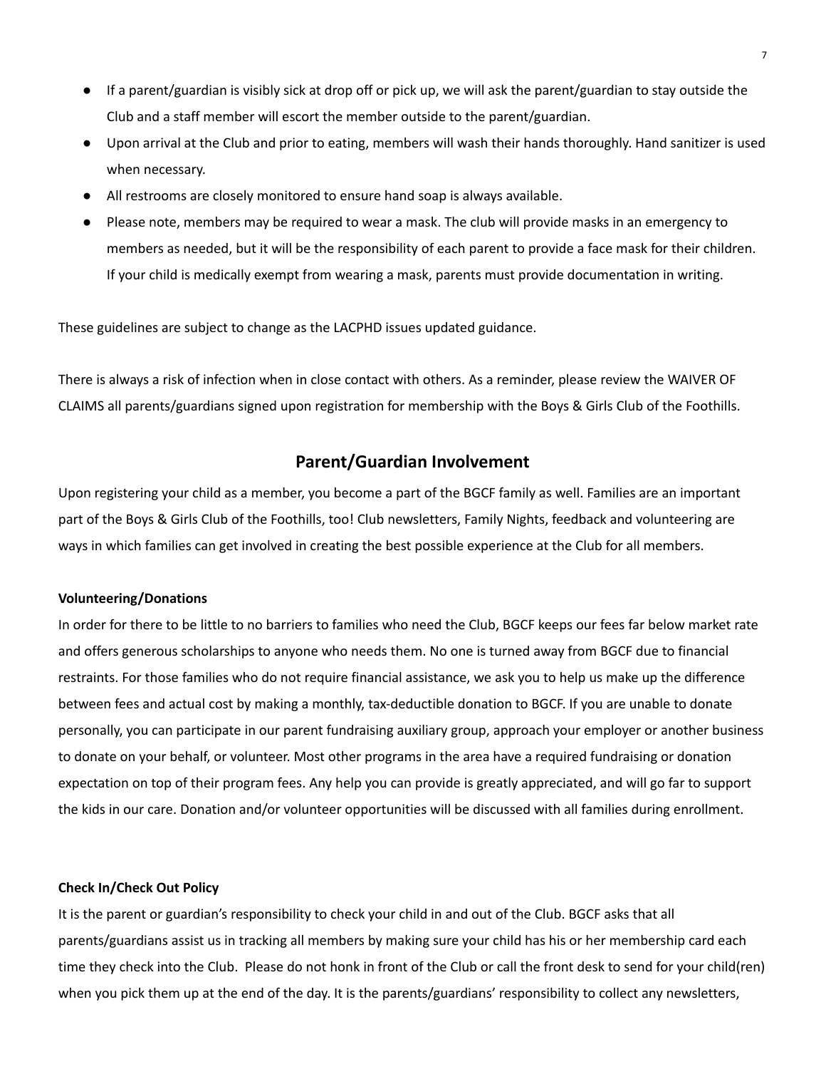- If a parent/guardian is visibly sick at drop off or pick up, we will ask the parent/guardian to stay outside the Club and a staff member will escort the member outside to the parent/guardian.
- Upon arrival at the Club and prior to eating, members will wash their hands thoroughly. Hand sanitizer is used when necessary.
- All restrooms are closely monitored to ensure hand soap is always available.
- Please note, members may be required to wear a mask. The club will provide masks in an emergency to members as needed, but it will be the responsibility of each parent to provide a face mask for their children. If your child is medically exempt from wearing a mask, parents must provide documentation in writing.

These guidelines are subject to change as the LACPHD issues updated guidance.

There is always a risk of infection when in close contact with others. As a reminder, please review the WAIVER OF CLAIMS all parents/guardians signed upon registration for membership with the Boys & Girls Club of the Foothills.

## Parent/Guardian Involvement

Upon registering your child as a member, you become a part of the BGCF family as well. Families are an important part of the Boys & Girls Club of the Foothills, too! Club newsletters, Family Nights, feedback and volunteering are ways in which families can get involved in creating the best possible experience at the Club for all members.

**Volunteering/Donations**

In order for there to be little to no barriers to families who need the Club, BGCF keeps our fees far below market rate and offers generous scholarships to anyone who needs them. No one is turned away from BGCF due to financial restraints. For those families who do not require financial assistance, we ask you to help us make up the difference between fees and actual cost by making a monthly, tax-deductible donation to BGCF. If you are unable to donate personally, you can participate in our parent fundraising auxiliary group, approach your employer or another business to donate on your behalf, or volunteer. Most other programs in the area have a required fundraising or donation expectation on top of their program fees. Any help you can provide is greatly appreciated, and will go far to support the kids in our care. Donation and/or volunteer opportunities will be discussed with all families during enrollment.

**Check In/Check Out Policy**

It is the parent or guardian's responsibility to check your child in and out of the Club. BGCF asks that all parents/guardians assist us in tracking all members by making sure your child has his or her membership card each time they check into the Club. Please do not honk in front of the Club or call the front desk to send for your child(ren) when you pick them up at the end of the day. It is the parents/guardians' responsibility to collect any newsletters,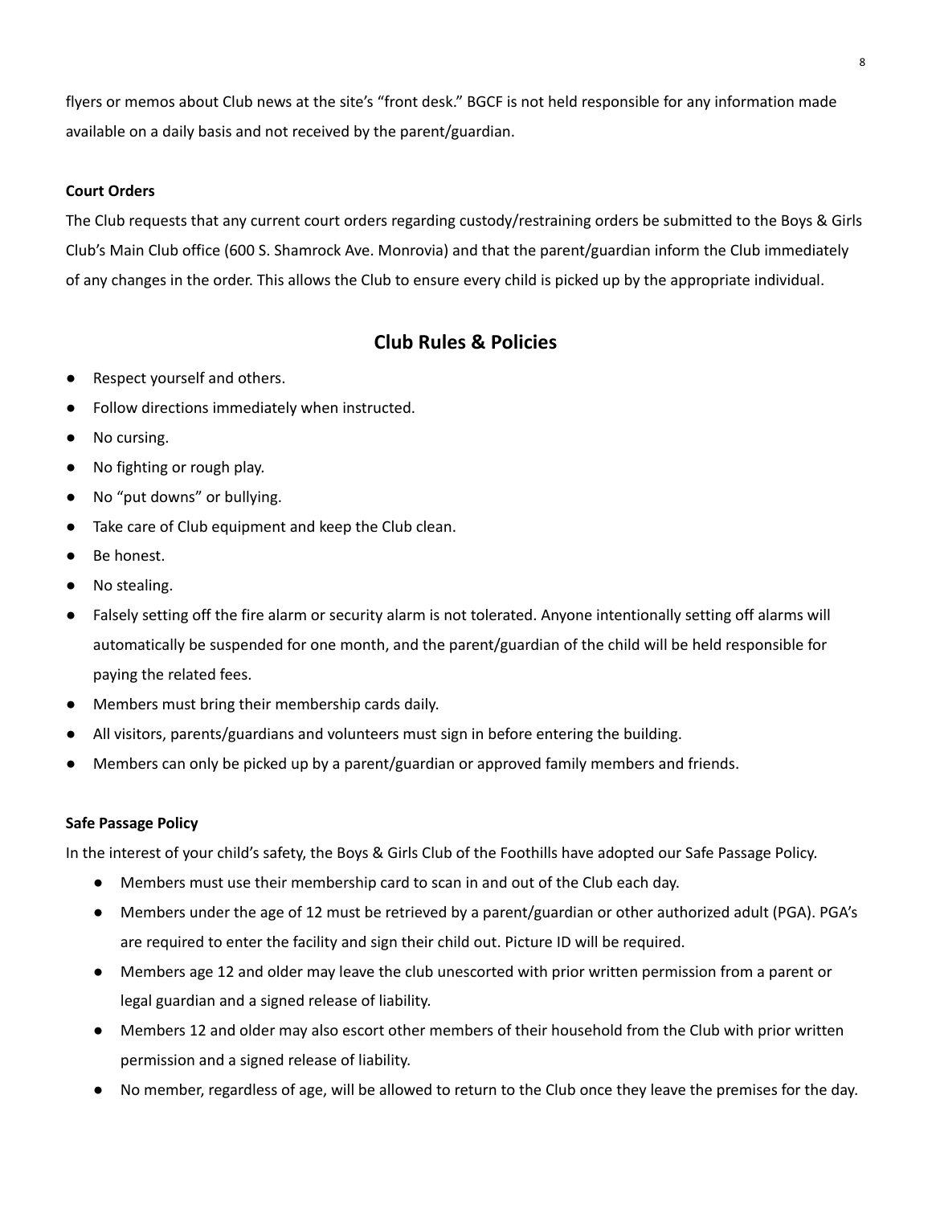flyers or memos about Club news at the site's "front desk." BGCF is not held responsible for any information made available on a daily basis and not received by the parent/guardian.

**Court Orders**

The Club requests that any current court orders regarding custody/restraining orders be submitted to the Boys & Girls Club's Main Club office (600 S. Shamrock Ave. Monrovia) and that the parent/guardian inform the Club immediately of any changes in the order. This allows the Club to ensure every child is picked up by the appropriate individual.

## Club Rules & Policies

- Respect yourself and others.
- Follow directions immediately when instructed.
- No cursing.
- No fighting or rough play.
- No "put downs" or bullying.
- Take care of Club equipment and keep the Club clean.
- Be honest.
- No stealing.
- Falsely setting off the fire alarm or security alarm is not tolerated. Anyone intentionally setting off alarms will automatically be suspended for one month, and the parent/guardian of the child will be held responsible for paying the related fees.
- Members must bring their membership cards daily.
- All visitors, parents/guardians and volunteers must sign in before entering the building.
- Members can only be picked up by a parent/guardian or approved family members and friends.

**Safe Passage Policy**

In the interest of your child's safety, the Boys & Girls Club of the Foothills have adopted our Safe Passage Policy.

- Members must use their membership card to scan in and out of the Club each day.
- Members under the age of 12 must be retrieved by a parent/guardian or other authorized adult (PGA). PGA's are required to enter the facility and sign their child out. Picture ID will be required.
- Members age 12 and older may leave the club unescorted with prior written permission from a parent or legal guardian and a signed release of liability.
- Members 12 and older may also escort other members of their household from the Club with prior written permission and a signed release of liability.
- No member, regardless of age, will be allowed to return to the Club once they leave the premises for the day.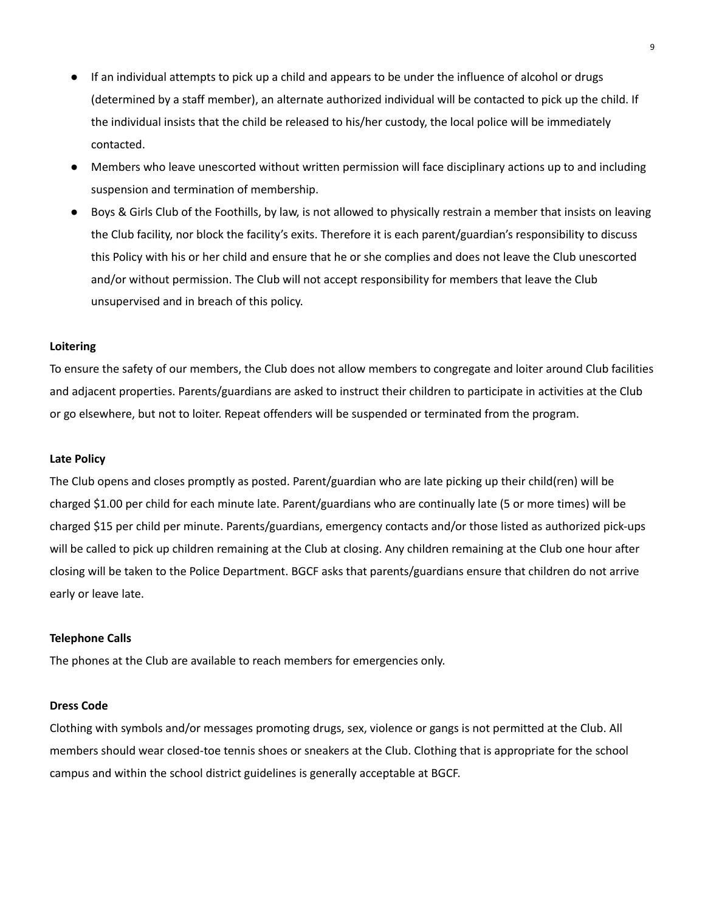- If an individual attempts to pick up a child and appears to be under the influence of alcohol or drugs (determined by a staff member), an alternate authorized individual will be contacted to pick up the child. If the individual insists that the child be released to his/her custody, the local police will be immediately contacted.
- Members who leave unescorted without written permission will face disciplinary actions up to and including suspension and termination of membership.
- Boys & Girls Club of the Foothills, by law, is not allowed to physically restrain a member that insists on leaving the Club facility, nor block the facility's exits. Therefore it is each parent/guardian's responsibility to discuss this Policy with his or her child and ensure that he or she complies and does not leave the Club unescorted and/or without permission. The Club will not accept responsibility for members that leave the Club unsupervised and in breach of this policy.

**Loitering**

To ensure the safety of our members, the Club does not allow members to congregate and loiter around Club facilities and adjacent properties. Parents/guardians are asked to instruct their children to participate in activities at the Club or go elsewhere, but not to loiter. Repeat offenders will be suspended or terminated from the program.

**Late Policy**

The Club opens and closes promptly as posted. Parent/guardian who are late picking up their child(ren) will be charged $1.00 per child for each minute late. Parent/guardians who are continually late (5 or more times) will be charged $15 per child per minute. Parents/guardians, emergency contacts and/or those listed as authorized pick-ups will be called to pick up children remaining at the Club at closing. Any children remaining at the Club one hour after closing will be taken to the Police Department. BGCF asks that parents/guardians ensure that children do not arrive early or leave late.

**Telephone Calls**

The phones at the Club are available to reach members for emergencies only.

**Dress Code**

Clothing with symbols and/or messages promoting drugs, sex, violence or gangs is not permitted at the Club. All members should wear closed-toe tennis shoes or sneakers at the Club. Clothing that is appropriate for the school campus and within the school district guidelines is generally acceptable at BGCF.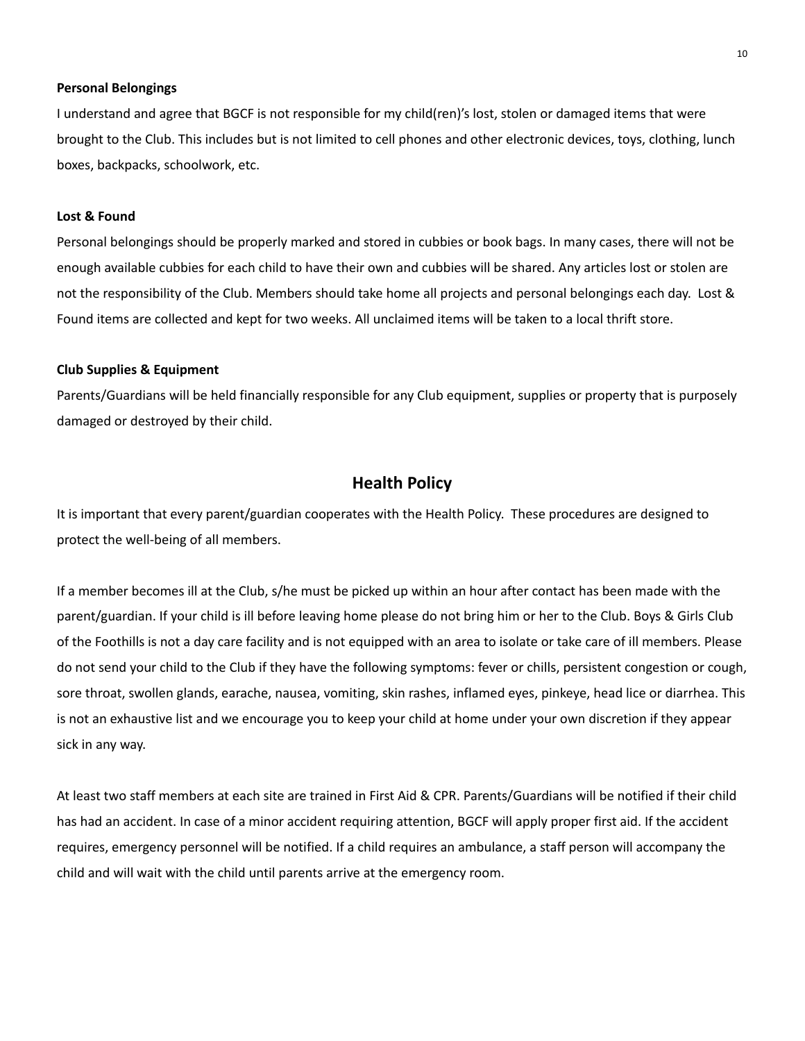### Personal Belongings

I understand and agree that BGCF is not responsible for my child(ren)'s lost, stolen or damaged items that were brought to the Club. This includes but is not limited to cell phones and other electronic devices, toys, clothing, lunch boxes, backpacks, schoolwork, etc.

### Lost & Found

Personal belongings should be properly marked and stored in cubbies or book bags. In many cases, there will not be enough available cubbies for each child to have their own and cubbies will be shared. Any articles lost or stolen are not the responsibility of the Club. Members should take home all projects and personal belongings each day. Lost & Found items are collected and kept for two weeks. All unclaimed items will be taken to a local thrift store.

### Club Supplies & Equipment

Parents/Guardians will be held financially responsible for any Club equipment, supplies or property that is purposely damaged or destroyed by their child.

## Health Policy

It is important that every parent/guardian cooperates with the Health Policy. These procedures are designed to protect the well-being of all members.

If a member becomes ill at the Club, s/he must be picked up within an hour after contact has been made with the parent/guardian. If your child is ill before leaving home please do not bring him or her to the Club. Boys & Girls Club of the Foothills is not a day care facility and is not equipped with an area to isolate or take care of ill members. Please do not send your child to the Club if they have the following symptoms: fever or chills, persistent congestion or cough, sore throat, swollen glands, earache, nausea, vomiting, skin rashes, inflamed eyes, pinkeye, head lice or diarrhea. This is not an exhaustive list and we encourage you to keep your child at home under your own discretion if they appear sick in any way.

At least two staff members at each site are trained in First Aid & CPR. Parents/Guardians will be notified if their child has had an accident. In case of a minor accident requiring attention, BGCF will apply proper first aid. If the accident requires, emergency personnel will be notified. If a child requires an ambulance, a staff person will accompany the child and will wait with the child until parents arrive at the emergency room.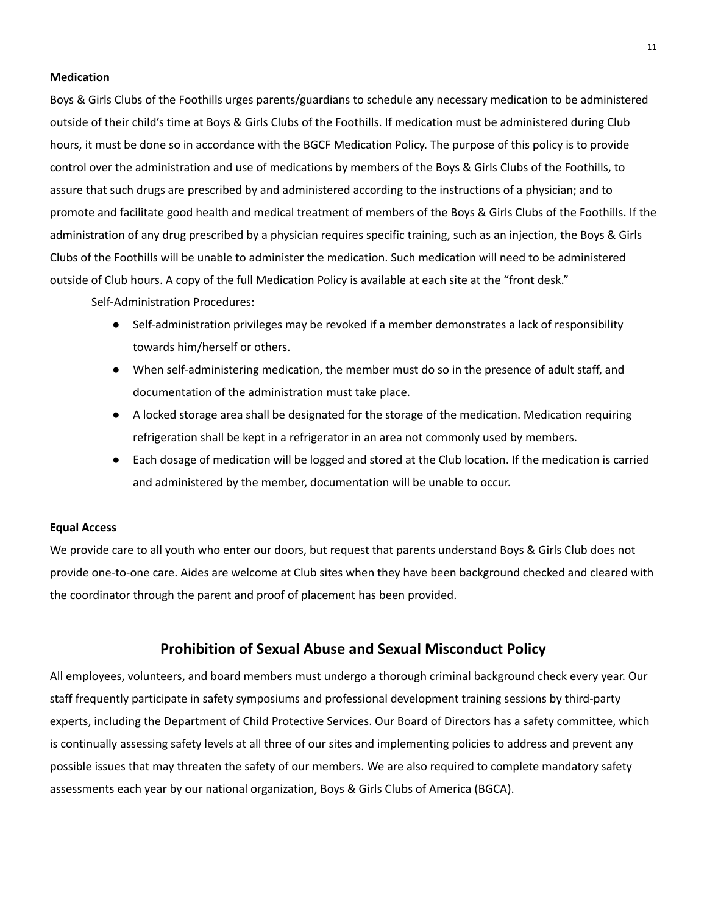**Medication**

Boys & Girls Clubs of the Foothills urges parents/guardians to schedule any necessary medication to be administered outside of their child's time at Boys & Girls Clubs of the Foothills. If medication must be administered during Club hours, it must be done so in accordance with the BGCF Medication Policy. The purpose of this policy is to provide control over the administration and use of medications by members of the Boys & Girls Clubs of the Foothills, to assure that such drugs are prescribed by and administered according to the instructions of a physician; and to promote and facilitate good health and medical treatment of members of the Boys & Girls Clubs of the Foothills. If the administration of any drug prescribed by a physician requires specific training, such as an injection, the Boys & Girls Clubs of the Foothills will be unable to administer the medication. Such medication will need to be administered outside of Club hours. A copy of the full Medication Policy is available at each site at the "front desk."

Self-Administration Procedures:

- Self-administration privileges may be revoked if a member demonstrates a lack of responsibility towards him/herself or others.
- When self-administering medication, the member must do so in the presence of adult staff, and documentation of the administration must take place.
- A locked storage area shall be designated for the storage of the medication. Medication requiring refrigeration shall be kept in a refrigerator in an area not commonly used by members.
- Each dosage of medication will be logged and stored at the Club location. If the medication is carried and administered by the member, documentation will be unable to occur.

**Equal Access**

We provide care to all youth who enter our doors, but request that parents understand Boys & Girls Club does not provide one-to-one care. Aides are welcome at Club sites when they have been background checked and cleared with the coordinator through the parent and proof of placement has been provided.

## Prohibition of Sexual Abuse and Sexual Misconduct Policy

All employees, volunteers, and board members must undergo a thorough criminal background check every year. Our staff frequently participate in safety symposiums and professional development training sessions by third-party experts, including the Department of Child Protective Services. Our Board of Directors has a safety committee, which is continually assessing safety levels at all three of our sites and implementing policies to address and prevent any possible issues that may threaten the safety of our members. We are also required to complete mandatory safety assessments each year by our national organization, Boys & Girls Clubs of America (BGCA).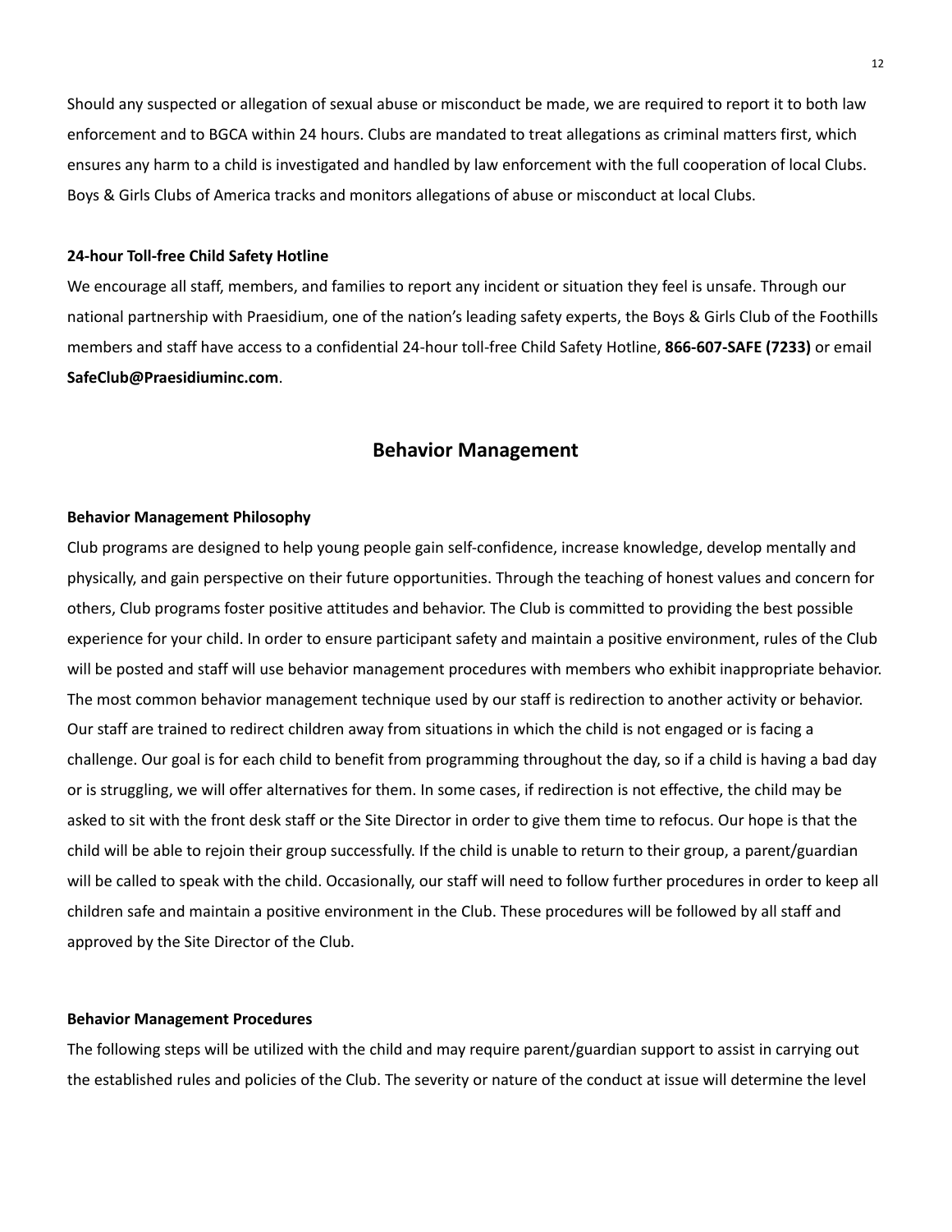Should any suspected or allegation of sexual abuse or misconduct be made, we are required to report it to both law enforcement and to BGCA within 24 hours. Clubs are mandated to treat allegations as criminal matters first, which ensures any harm to a child is investigated and handled by law enforcement with the full cooperation of local Clubs. Boys & Girls Clubs of America tracks and monitors allegations of abuse or misconduct at local Clubs.

**24-hour Toll-free Child Safety Hotline**

We encourage all staff, members, and families to report any incident or situation they feel is unsafe. Through our national partnership with Praesidium, one of the nation's leading safety experts, the Boys & Girls Club of the Foothills members and staff have access to a confidential 24-hour toll-free Child Safety Hotline, **866-607-SAFE (7233)** or email **SafeClub@Praesidiuminc.com**.

## Behavior Management

**Behavior Management Philosophy**

Club programs are designed to help young people gain self-confidence, increase knowledge, develop mentally and physically, and gain perspective on their future opportunities. Through the teaching of honest values and concern for others, Club programs foster positive attitudes and behavior. The Club is committed to providing the best possible experience for your child. In order to ensure participant safety and maintain a positive environment, rules of the Club will be posted and staff will use behavior management procedures with members who exhibit inappropriate behavior. The most common behavior management technique used by our staff is redirection to another activity or behavior. Our staff are trained to redirect children away from situations in which the child is not engaged or is facing a challenge. Our goal is for each child to benefit from programming throughout the day, so if a child is having a bad day or is struggling, we will offer alternatives for them. In some cases, if redirection is not effective, the child may be asked to sit with the front desk staff or the Site Director in order to give them time to refocus. Our hope is that the child will be able to rejoin their group successfully. If the child is unable to return to their group, a parent/guardian will be called to speak with the child. Occasionally, our staff will need to follow further procedures in order to keep all children safe and maintain a positive environment in the Club. These procedures will be followed by all staff and approved by the Site Director of the Club.

**Behavior Management Procedures**

The following steps will be utilized with the child and may require parent/guardian support to assist in carrying out the established rules and policies of the Club. The severity or nature of the conduct at issue will determine the level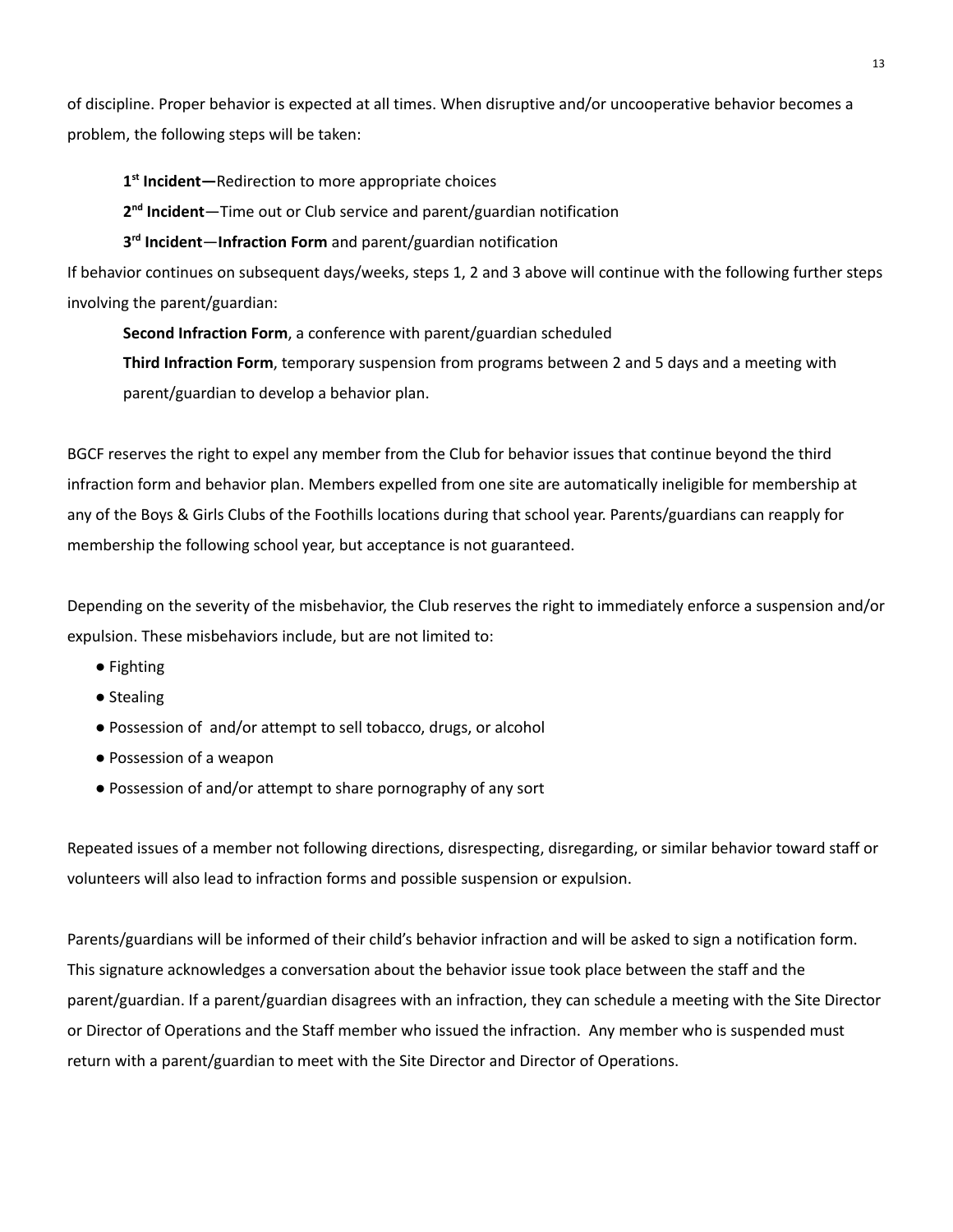of discipline. Proper behavior is expected at all times. When disruptive and/or uncooperative behavior becomes a problem, the following steps will be taken:

**1st Incident—**Redirection to more appropriate choices

**2nd Incident**—Time out or Club service and parent/guardian notification

**3rd Incident**—**Infraction Form** and parent/guardian notification

If behavior continues on subsequent days/weeks, steps 1, 2 and 3 above will continue with the following further steps involving the parent/guardian:

**Second Infraction Form**, a conference with parent/guardian scheduled

**Third Infraction Form**, temporary suspension from programs between 2 and 5 days and a meeting with parent/guardian to develop a behavior plan.

BGCF reserves the right to expel any member from the Club for behavior issues that continue beyond the third infraction form and behavior plan. Members expelled from one site are automatically ineligible for membership at any of the Boys & Girls Clubs of the Foothills locations during that school year. Parents/guardians can reapply for membership the following school year, but acceptance is not guaranteed.

Depending on the severity of the misbehavior, the Club reserves the right to immediately enforce a suspension and/or expulsion. These misbehaviors include, but are not limited to:

- Fighting
- Stealing
- Possession of and/or attempt to sell tobacco, drugs, or alcohol
- Possession of a weapon
- Possession of and/or attempt to share pornography of any sort

Repeated issues of a member not following directions, disrespecting, disregarding, or similar behavior toward staff or volunteers will also lead to infraction forms and possible suspension or expulsion.

Parents/guardians will be informed of their child's behavior infraction and will be asked to sign a notification form. This signature acknowledges a conversation about the behavior issue took place between the staff and the parent/guardian. If a parent/guardian disagrees with an infraction, they can schedule a meeting with the Site Director or Director of Operations and the Staff member who issued the infraction. Any member who is suspended must return with a parent/guardian to meet with the Site Director and Director of Operations.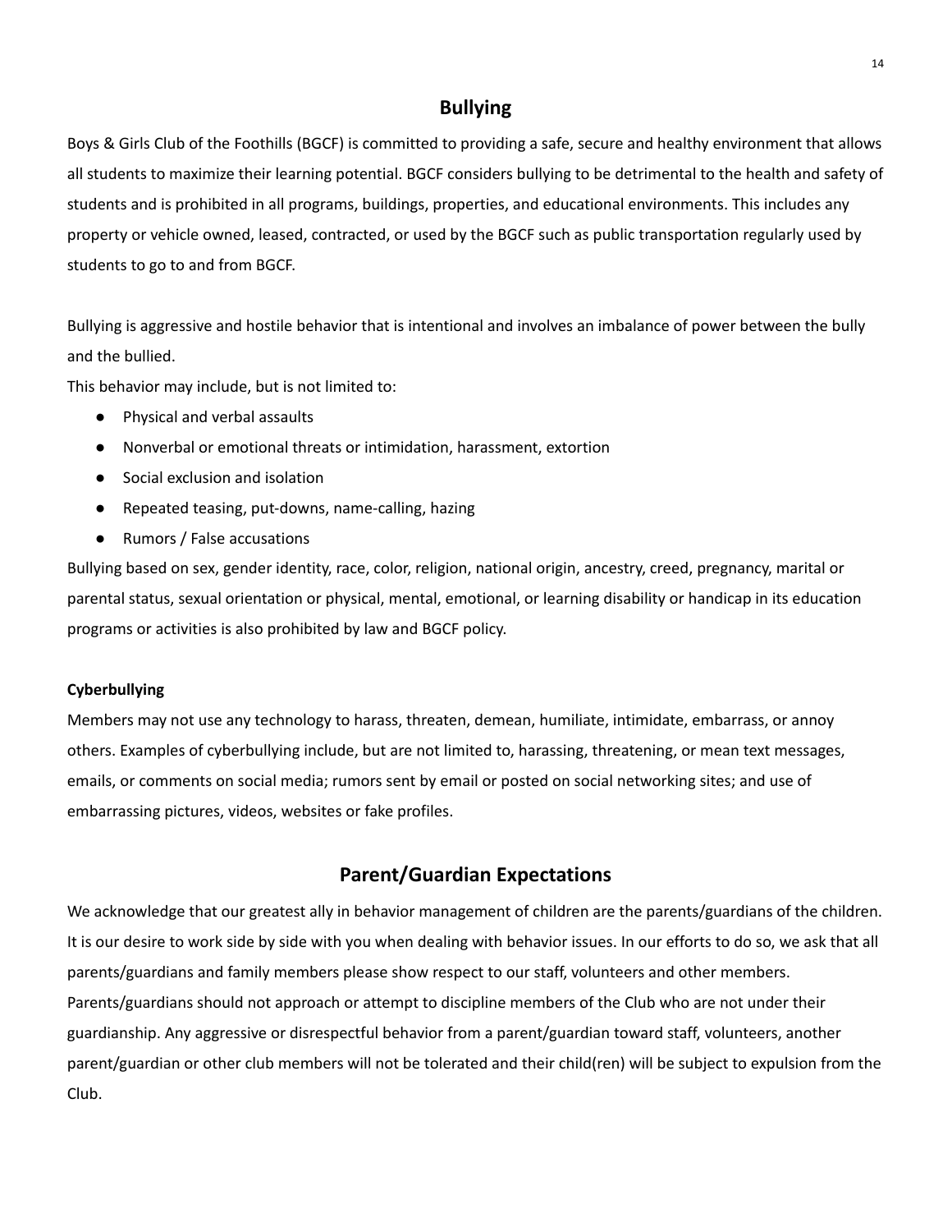## Bullying

Boys & Girls Club of the Foothills (BGCF) is committed to providing a safe, secure and healthy environment that allows all students to maximize their learning potential. BGCF considers bullying to be detrimental to the health and safety of students and is prohibited in all programs, buildings, properties, and educational environments. This includes any property or vehicle owned, leased, contracted, or used by the BGCF such as public transportation regularly used by students to go to and from BGCF.

Bullying is aggressive and hostile behavior that is intentional and involves an imbalance of power between the bully and the bullied.

This behavior may include, but is not limited to:

- Physical and verbal assaults
- Nonverbal or emotional threats or intimidation, harassment, extortion
- Social exclusion and isolation
- Repeated teasing, put-downs, name-calling, hazing
- Rumors / False accusations

Bullying based on sex, gender identity, race, color, religion, national origin, ancestry, creed, pregnancy, marital or parental status, sexual orientation or physical, mental, emotional, or learning disability or handicap in its education programs or activities is also prohibited by law and BGCF policy.

**Cyberbullying**

Members may not use any technology to harass, threaten, demean, humiliate, intimidate, embarrass, or annoy others. Examples of cyberbullying include, but are not limited to, harassing, threatening, or mean text messages, emails, or comments on social media; rumors sent by email or posted on social networking sites; and use of embarrassing pictures, videos, websites or fake profiles.

## Parent/Guardian Expectations

We acknowledge that our greatest ally in behavior management of children are the parents/guardians of the children. It is our desire to work side by side with you when dealing with behavior issues. In our efforts to do so, we ask that all parents/guardians and family members please show respect to our staff, volunteers and other members. Parents/guardians should not approach or attempt to discipline members of the Club who are not under their guardianship. Any aggressive or disrespectful behavior from a parent/guardian toward staff, volunteers, another parent/guardian or other club members will not be tolerated and their child(ren) will be subject to expulsion from the Club.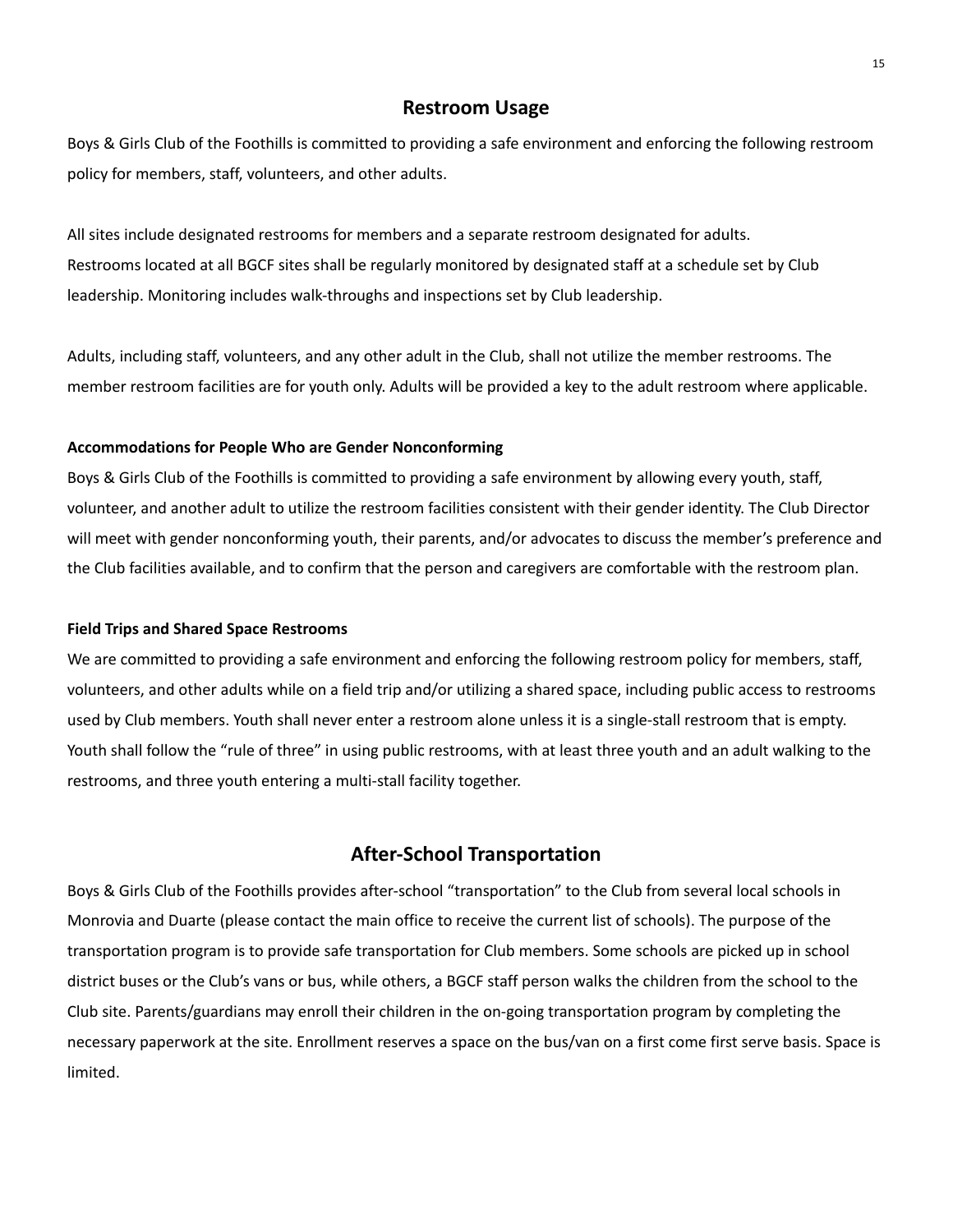## Restroom Usage

Boys & Girls Club of the Foothills is committed to providing a safe environment and enforcing the following restroom policy for members, staff, volunteers, and other adults.

All sites include designated restrooms for members and a separate restroom designated for adults.
Restrooms located at all BGCF sites shall be regularly monitored by designated staff at a schedule set by Club leadership. Monitoring includes walk-throughs and inspections set by Club leadership.

Adults, including staff, volunteers, and any other adult in the Club, shall not utilize the member restrooms. The member restroom facilities are for youth only. Adults will be provided a key to the adult restroom where applicable.

**Accommodations for People Who are Gender Nonconforming**

Boys & Girls Club of the Foothills is committed to providing a safe environment by allowing every youth, staff, volunteer, and another adult to utilize the restroom facilities consistent with their gender identity. The Club Director will meet with gender nonconforming youth, their parents, and/or advocates to discuss the member's preference and the Club facilities available, and to confirm that the person and caregivers are comfortable with the restroom plan.

**Field Trips and Shared Space Restrooms**

We are committed to providing a safe environment and enforcing the following restroom policy for members, staff, volunteers, and other adults while on a field trip and/or utilizing a shared space, including public access to restrooms used by Club members. Youth shall never enter a restroom alone unless it is a single-stall restroom that is empty. Youth shall follow the "rule of three" in using public restrooms, with at least three youth and an adult walking to the restrooms, and three youth entering a multi-stall facility together.

## After-School Transportation

Boys & Girls Club of the Foothills provides after-school "transportation" to the Club from several local schools in Monrovia and Duarte (please contact the main office to receive the current list of schools). The purpose of the transportation program is to provide safe transportation for Club members. Some schools are picked up in school district buses or the Club's vans or bus, while others, a BGCF staff person walks the children from the school to the Club site. Parents/guardians may enroll their children in the on-going transportation program by completing the necessary paperwork at the site. Enrollment reserves a space on the bus/van on a first come first serve basis. Space is limited.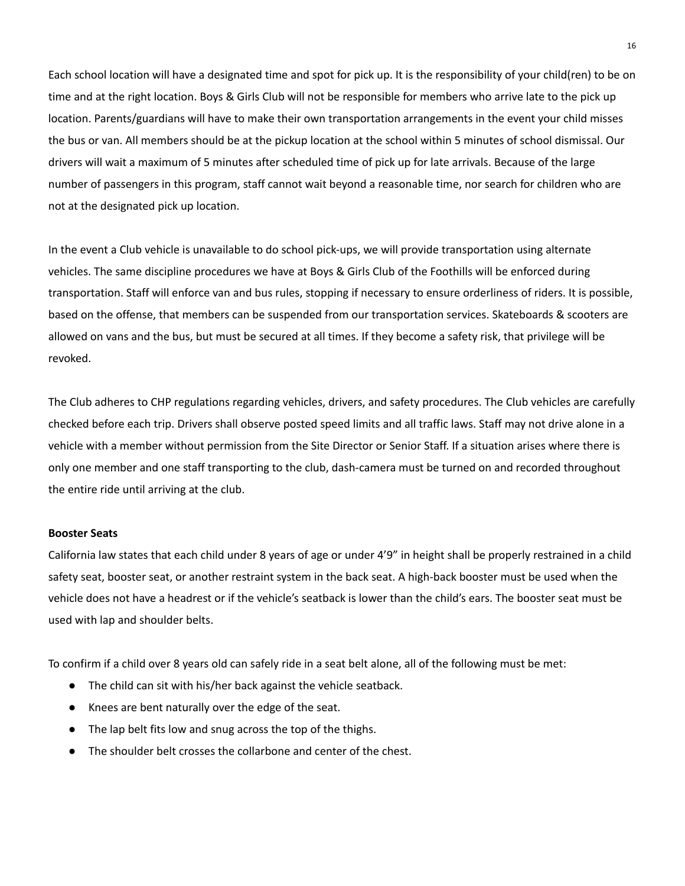Each school location will have a designated time and spot for pick up. It is the responsibility of your child(ren) to be on time and at the right location. Boys & Girls Club will not be responsible for members who arrive late to the pick up location. Parents/guardians will have to make their own transportation arrangements in the event your child misses the bus or van. All members should be at the pickup location at the school within 5 minutes of school dismissal. Our drivers will wait a maximum of 5 minutes after scheduled time of pick up for late arrivals. Because of the large number of passengers in this program, staff cannot wait beyond a reasonable time, nor search for children who are not at the designated pick up location.

In the event a Club vehicle is unavailable to do school pick-ups, we will provide transportation using alternate vehicles. The same discipline procedures we have at Boys & Girls Club of the Foothills will be enforced during transportation. Staff will enforce van and bus rules, stopping if necessary to ensure orderliness of riders. It is possible, based on the offense, that members can be suspended from our transportation services. Skateboards & scooters are allowed on vans and the bus, but must be secured at all times. If they become a safety risk, that privilege will be revoked.

The Club adheres to CHP regulations regarding vehicles, drivers, and safety procedures. The Club vehicles are carefully checked before each trip. Drivers shall observe posted speed limits and all traffic laws. Staff may not drive alone in a vehicle with a member without permission from the Site Director or Senior Staff. If a situation arises where there is only one member and one staff transporting to the club, dash-camera must be turned on and recorded throughout the entire ride until arriving at the club.

**Booster Seats**

California law states that each child under 8 years of age or under 4'9" in height shall be properly restrained in a child safety seat, booster seat, or another restraint system in the back seat. A high-back booster must be used when the vehicle does not have a headrest or if the vehicle's seatback is lower than the child's ears. The booster seat must be used with lap and shoulder belts.

To confirm if a child over 8 years old can safely ride in a seat belt alone, all of the following must be met:

- The child can sit with his/her back against the vehicle seatback.
- Knees are bent naturally over the edge of the seat.
- The lap belt fits low and snug across the top of the thighs.
- The shoulder belt crosses the collarbone and center of the chest.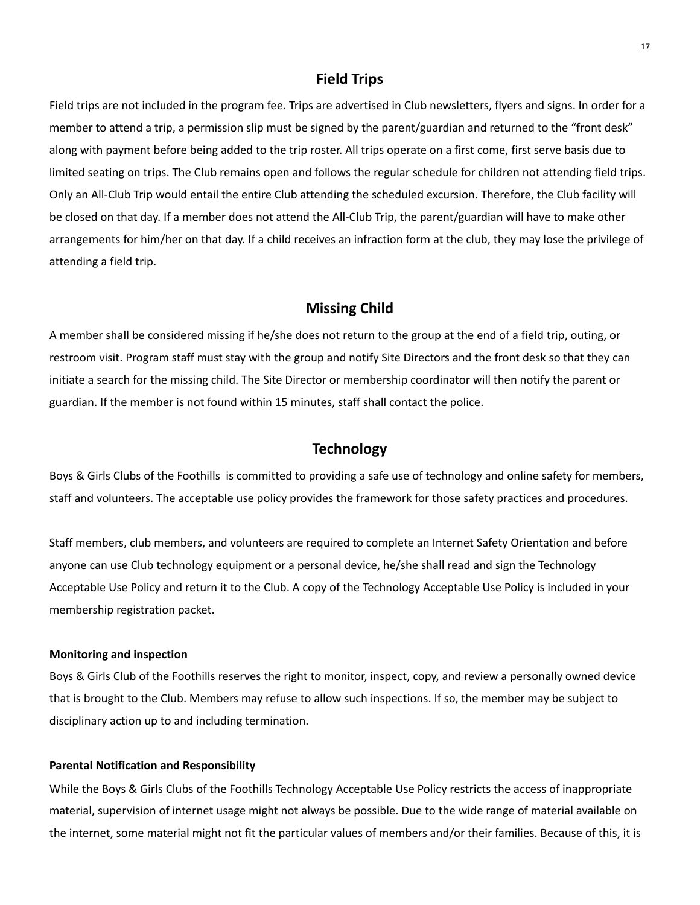## Field Trips

Field trips are not included in the program fee. Trips are advertised in Club newsletters, flyers and signs. In order for a member to attend a trip, a permission slip must be signed by the parent/guardian and returned to the "front desk" along with payment before being added to the trip roster. All trips operate on a first come, first serve basis due to limited seating on trips. The Club remains open and follows the regular schedule for children not attending field trips. Only an All-Club Trip would entail the entire Club attending the scheduled excursion. Therefore, the Club facility will be closed on that day. If a member does not attend the All-Club Trip, the parent/guardian will have to make other arrangements for him/her on that day. If a child receives an infraction form at the club, they may lose the privilege of attending a field trip.

## Missing Child

A member shall be considered missing if he/she does not return to the group at the end of a field trip, outing, or restroom visit. Program staff must stay with the group and notify Site Directors and the front desk so that they can initiate a search for the missing child. The Site Director or membership coordinator will then notify the parent or guardian. If the member is not found within 15 minutes, staff shall contact the police.

## Technology

Boys & Girls Clubs of the Foothills is committed to providing a safe use of technology and online safety for members, staff and volunteers. The acceptable use policy provides the framework for those safety practices and procedures.

Staff members, club members, and volunteers are required to complete an Internet Safety Orientation and before anyone can use Club technology equipment or a personal device, he/she shall read and sign the Technology Acceptable Use Policy and return it to the Club. A copy of the Technology Acceptable Use Policy is included in your membership registration packet.

#### Monitoring and inspection

Boys & Girls Club of the Foothills reserves the right to monitor, inspect, copy, and review a personally owned device that is brought to the Club. Members may refuse to allow such inspections. If so, the member may be subject to disciplinary action up to and including termination.

#### Parental Notification and Responsibility

While the Boys & Girls Clubs of the Foothills Technology Acceptable Use Policy restricts the access of inappropriate material, supervision of internet usage might not always be possible. Due to the wide range of material available on the internet, some material might not fit the particular values of members and/or their families. Because of this, it is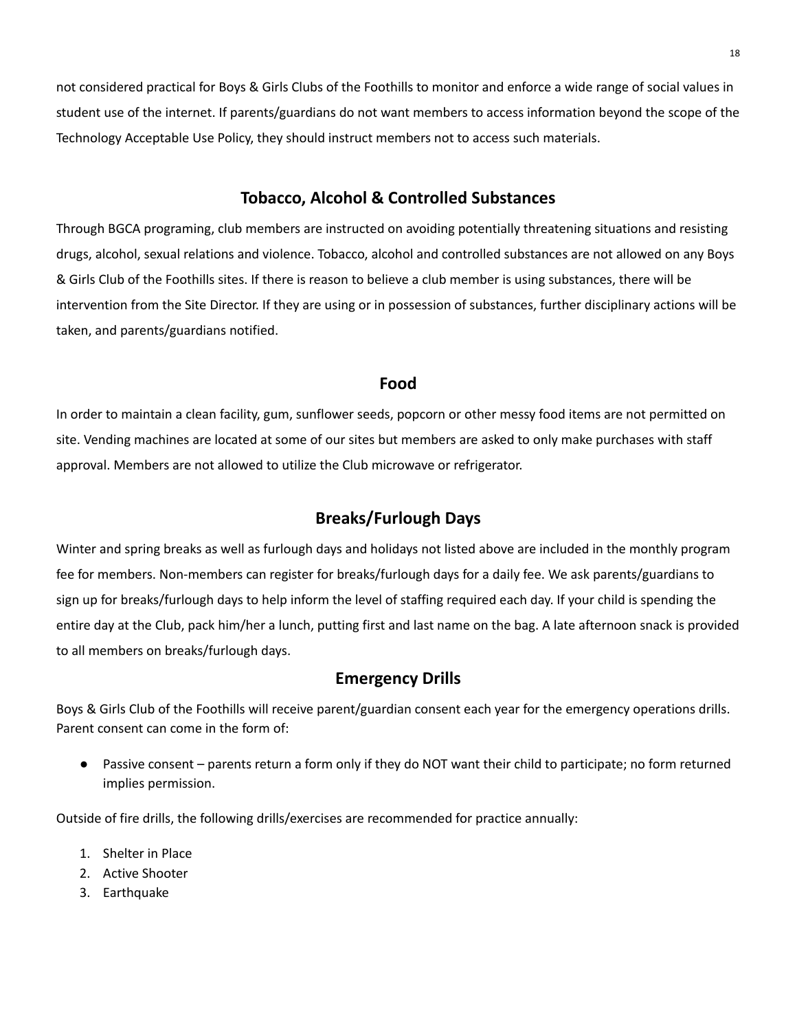not considered practical for Boys & Girls Clubs of the Foothills to monitor and enforce a wide range of social values in student use of the internet. If parents/guardians do not want members to access information beyond the scope of the Technology Acceptable Use Policy, they should instruct members not to access such materials.

## Tobacco, Alcohol & Controlled Substances

Through BGCA programing, club members are instructed on avoiding potentially threatening situations and resisting drugs, alcohol, sexual relations and violence. Tobacco, alcohol and controlled substances are not allowed on any Boys & Girls Club of the Foothills sites. If there is reason to believe a club member is using substances, there will be intervention from the Site Director. If they are using or in possession of substances, further disciplinary actions will be taken, and parents/guardians notified.

## Food

In order to maintain a clean facility, gum, sunflower seeds, popcorn or other messy food items are not permitted on site. Vending machines are located at some of our sites but members are asked to only make purchases with staff approval. Members are not allowed to utilize the Club microwave or refrigerator.

## Breaks/Furlough Days

Winter and spring breaks as well as furlough days and holidays not listed above are included in the monthly program fee for members. Non-members can register for breaks/furlough days for a daily fee. We ask parents/guardians to sign up for breaks/furlough days to help inform the level of staffing required each day. If your child is spending the entire day at the Club, pack him/her a lunch, putting first and last name on the bag. A late afternoon snack is provided to all members on breaks/furlough days.

## Emergency Drills

Boys & Girls Club of the Foothills will receive parent/guardian consent each year for the emergency operations drills. Parent consent can come in the form of:

- Passive consent – parents return a form only if they do NOT want their child to participate; no form returned implies permission.

Outside of fire drills, the following drills/exercises are recommended for practice annually:

1. Shelter in Place
2. Active Shooter
3. Earthquake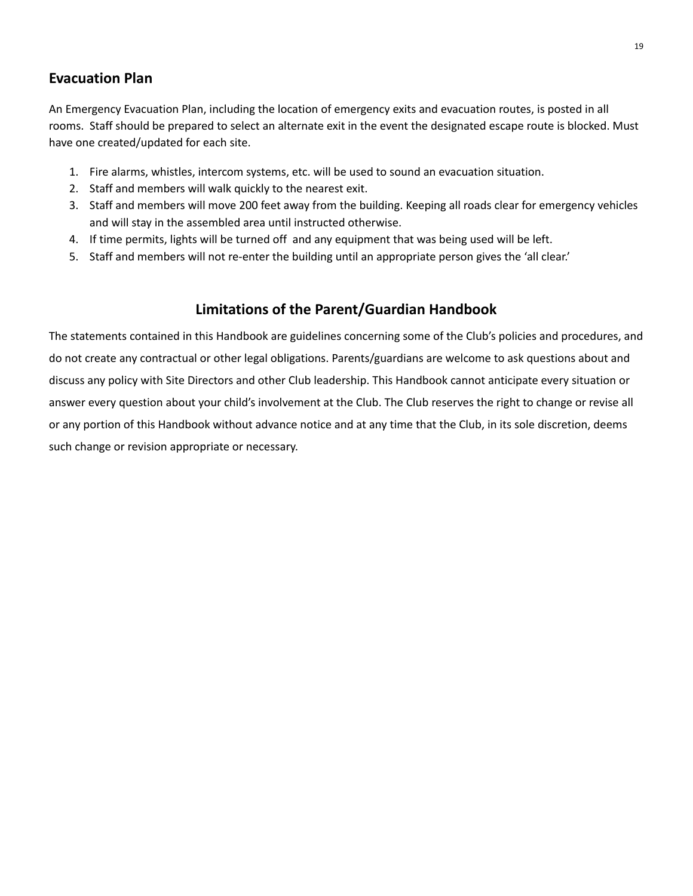## Evacuation Plan

An Emergency Evacuation Plan, including the location of emergency exits and evacuation routes, is posted in all rooms. Staff should be prepared to select an alternate exit in the event the designated escape route is blocked. Must have one created/updated for each site.

1. Fire alarms, whistles, intercom systems, etc. will be used to sound an evacuation situation.
2. Staff and members will walk quickly to the nearest exit.
3. Staff and members will move 200 feet away from the building. Keeping all roads clear for emergency vehicles and will stay in the assembled area until instructed otherwise.
4. If time permits, lights will be turned off and any equipment that was being used will be left.
5. Staff and members will not re-enter the building until an appropriate person gives the 'all clear.'

## Limitations of the Parent/Guardian Handbook

The statements contained in this Handbook are guidelines concerning some of the Club's policies and procedures, and do not create any contractual or other legal obligations. Parents/guardians are welcome to ask questions about and discuss any policy with Site Directors and other Club leadership. This Handbook cannot anticipate every situation or answer every question about your child's involvement at the Club. The Club reserves the right to change or revise all or any portion of this Handbook without advance notice and at any time that the Club, in its sole discretion, deems such change or revision appropriate or necessary.